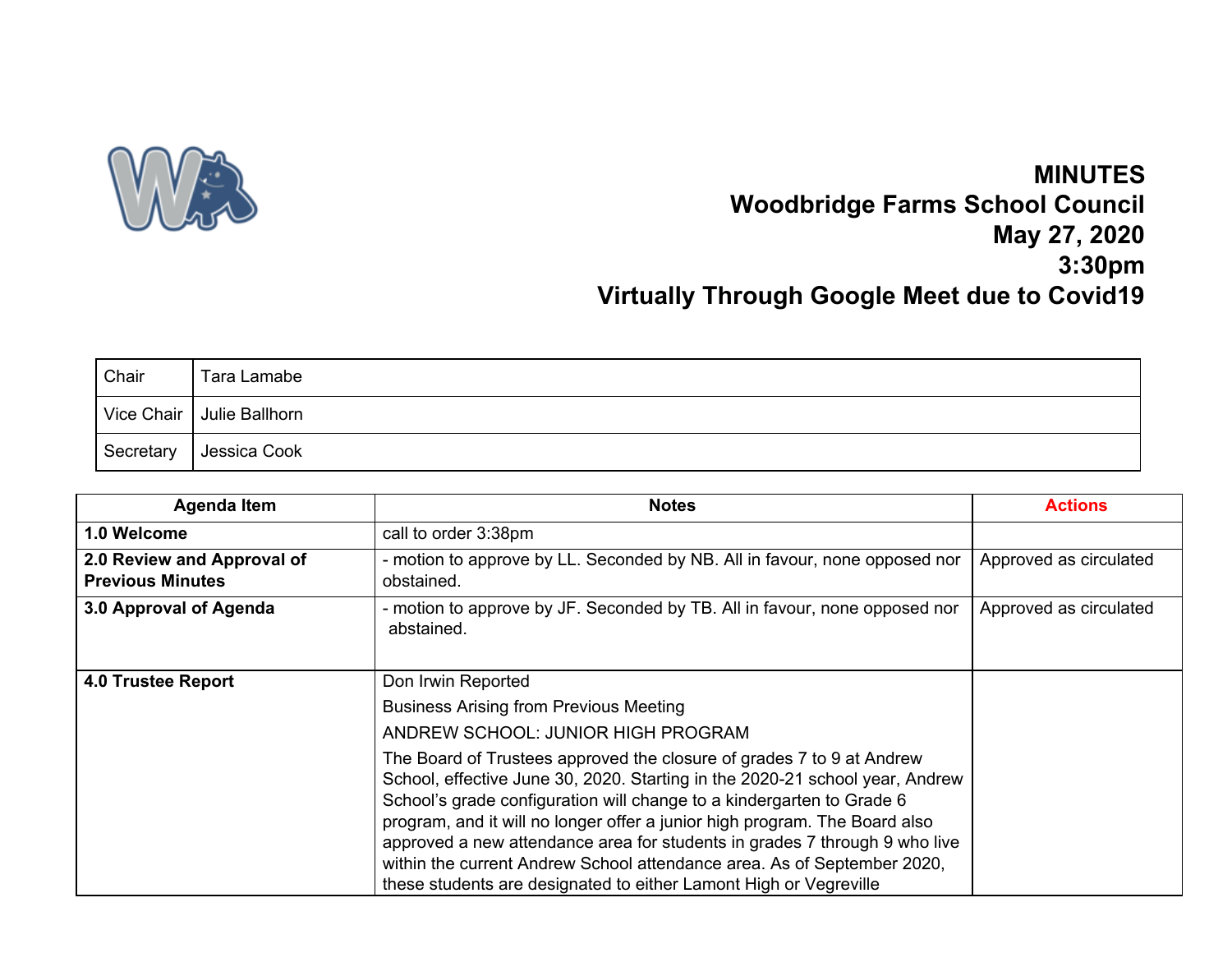# MINUTES
# Woodbridge Farms School Council
# May 27, 2020
# 3:30pm
# Virtually Through Google Meet due to Covid19

| Chair | Tara Lamabe |
|---|---|
| Vice Chair | Julie Ballhorn |
| Secretary | Jessica Cook |

| Agenda Item | Notes | Actions |
|---|---|---|
| **1.0 Welcome** | call to order 3:38pm | |
| **2.0 Review and Approval of Previous Minutes** | - motion to approve by LL. Seconded by NB. All in favour, none opposed nor obstained. | Approved as circulated |
| **3.0 Approval of Agenda** | - motion to approve by JF. Seconded by TB. All in favour, none opposed nor abstained. | Approved as circulated |
| **4.0 Trustee Report** | Don Irwin Reported<br>Business Arising from Previous Meeting<br>ANDREW SCHOOL: JUNIOR HIGH PROGRAM<br>The Board of Trustees approved the closure of grades 7 to 9 at Andrew School, effective June 30, 2020. Starting in the 2020-21 school year, Andrew School's grade configuration will change to a kindergarten to Grade 6 program, and it will no longer offer a junior high program. The Board also approved a new attendance area for students in grades 7 through 9 who live within the current Andrew School attendance area. As of September 2020, these students are designated to either Lamont High or Vegreville | |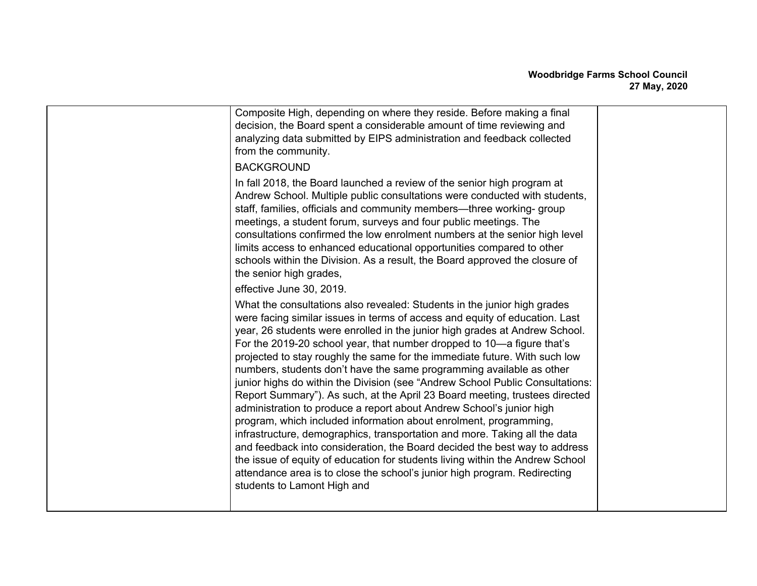| | | |
|---|---|---|
| | Composite High, depending on where they reside. Before making a final decision, the Board spent a considerable amount of time reviewing and analyzing data submitted by EIPS administration and feedback collected from the community.<br><br>BACKGROUND<br><br>In fall 2018, the Board launched a review of the senior high program at Andrew School. Multiple public consultations were conducted with students, staff, families, officials and community members—three working- group meetings, a student forum, surveys and four public meetings. The consultations confirmed the low enrolment numbers at the senior high level limits access to enhanced educational opportunities compared to other schools within the Division. As a result, the Board approved the closure of the senior high grades,<br><br>effective June 30, 2019.<br><br>What the consultations also revealed: Students in the junior high grades were facing similar issues in terms of access and equity of education. Last year, 26 students were enrolled in the junior high grades at Andrew School. For the 2019-20 school year, that number dropped to 10—a figure that's projected to stay roughly the same for the immediate future. With such low numbers, students don't have the same programming available as other junior highs do within the Division (see "Andrew School Public Consultations: Report Summary"). As such, at the April 23 Board meeting, trustees directed administration to produce a report about Andrew School's junior high program, which included information about enrolment, programming, infrastructure, demographics, transportation and more. Taking all the data and feedback into consideration, the Board decided the best way to address the issue of equity of education for students living within the Andrew School attendance area is to close the school's junior high program. Redirecting students to Lamont High and | |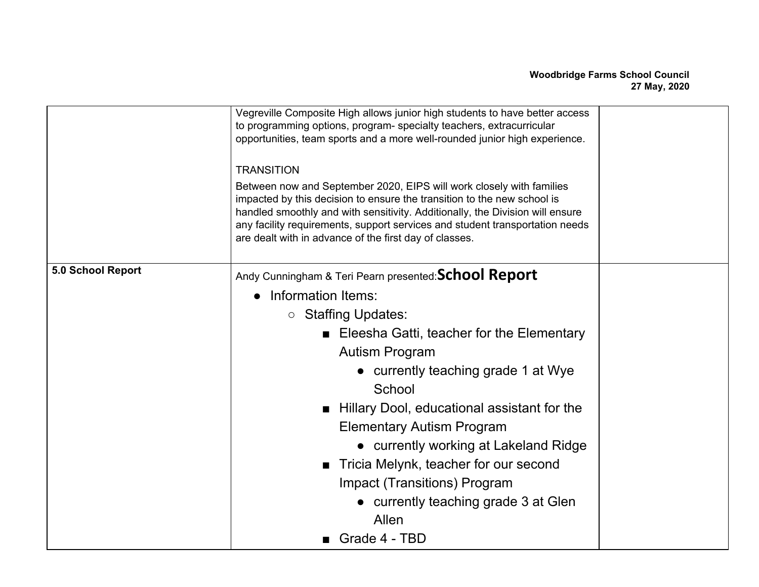| | | |
|---|---|---|
| | Vegreville Composite High allows junior high students to have better access to programming options, program- specialty teachers, extracurricular opportunities, team sports and a more well-rounded junior high experience.<br><br>TRANSITION<br>Between now and September 2020, EIPS will work closely with families impacted by this decision to ensure the transition to the new school is handled smoothly and with sensitivity. Additionally, the Division will ensure any facility requirements, support services and student transportation needs are dealt with in advance of the first day of classes. | |
| **5.0 School Report** | Andy Cunningham & Teri Pearn presented: **School Report**<br>● Information Items:<br>○ Staffing Updates:<br>■ Eleesha Gatti, teacher for the Elementary Autism Program<br>● currently teaching grade 1 at Wye School<br>■ Hillary Dool, educational assistant for the Elementary Autism Program<br>● currently working at Lakeland Ridge<br>■ Tricia Melynk, teacher for our second Impact (Transitions) Program<br>● currently teaching grade 3 at Glen Allen<br>■ Grade 4 - TBD | |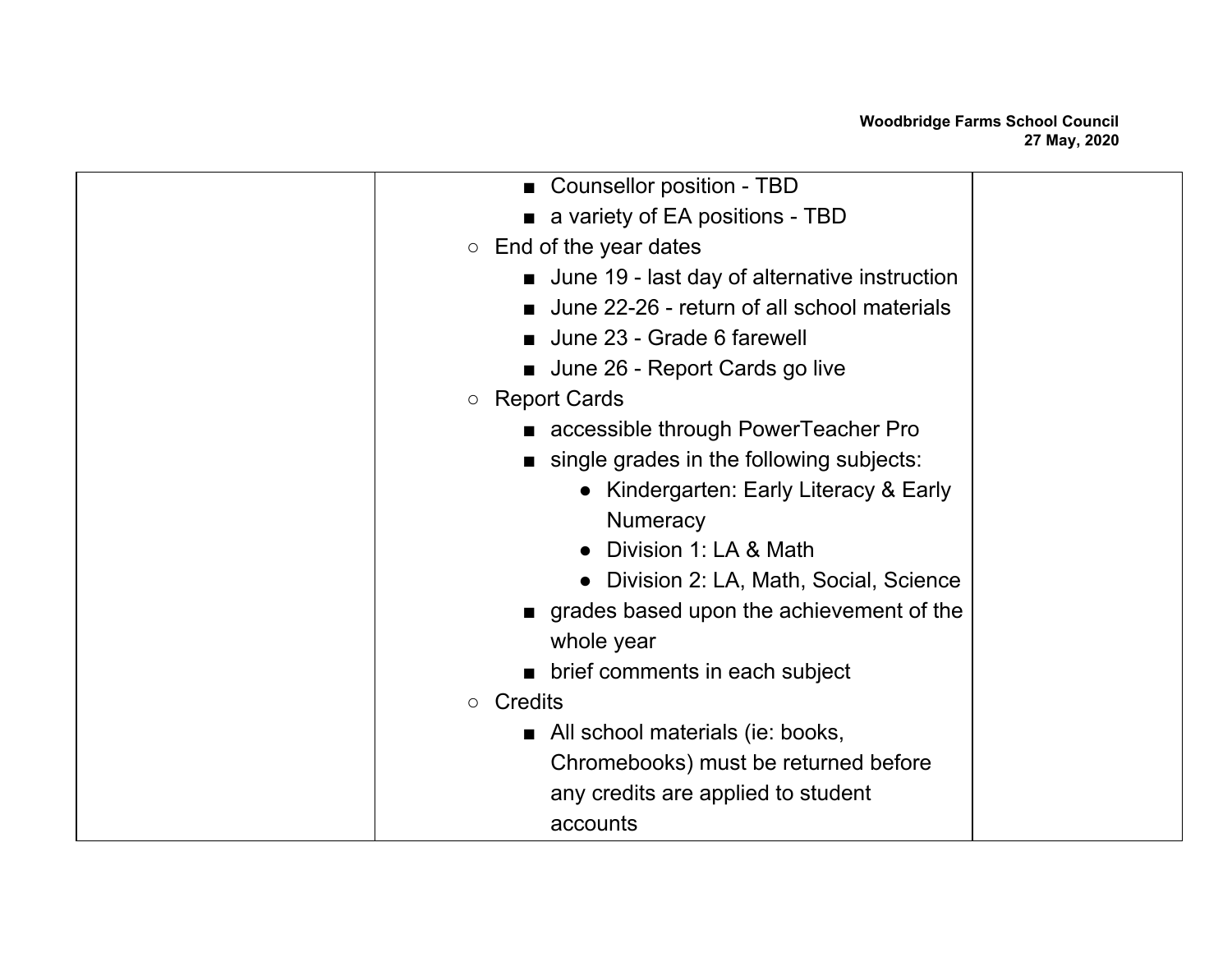| | | |
|---|---|---|
| | ■ Counsellor position - TBD<br>■ a variety of EA positions - TBD<br>○ End of the year dates<br>■ June 19 - last day of alternative instruction<br>■ June 22-26 - return of all school materials<br>■ June 23 - Grade 6 farewell<br>■ June 26 - Report Cards go live<br>○ Report Cards<br>■ accessible through PowerTeacher Pro<br>■ single grades in the following subjects:<br>• Kindergarten: Early Literacy & Early Numeracy<br>• Division 1: LA & Math<br>• Division 2: LA, Math, Social, Science<br>■ grades based upon the achievement of the whole year<br>■ brief comments in each subject<br>○ Credits<br>■ All school materials (ie: books, Chromebooks) must be returned before any credits are applied to student accounts | |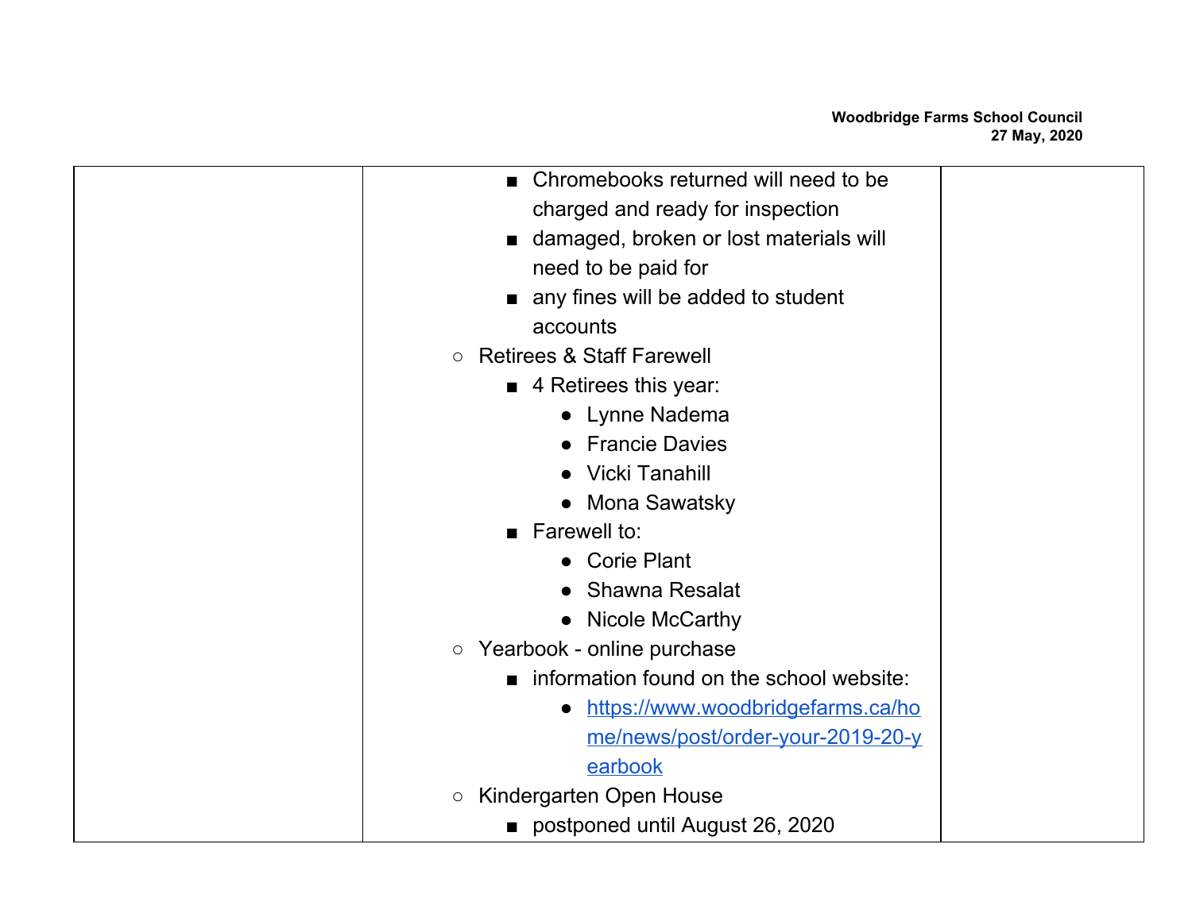| | | |
|---|---|---|
| | - Chromebooks returned will need to be charged and ready for inspection<br>- damaged, broken or lost materials will need to be paid for<br>- any fines will be added to student accounts<br>○ Retirees & Staff Farewell<br>- 4 Retirees this year:<br>  - Lynne Nadema<br>  - Francie Davies<br>  - Vicki Tanahill<br>  - Mona Sawatsky<br>- Farewell to:<br>  - Corie Plant<br>  - Shawna Resalat<br>  - Nicole McCarthy<br>○ Yearbook - online purchase<br>- information found on the school website:<br>  - https://www.woodbridgefarms.ca/home/news/post/order-your-2019-20-yearbook<br>○ Kindergarten Open House<br>- postponed until August 26, 2020 | |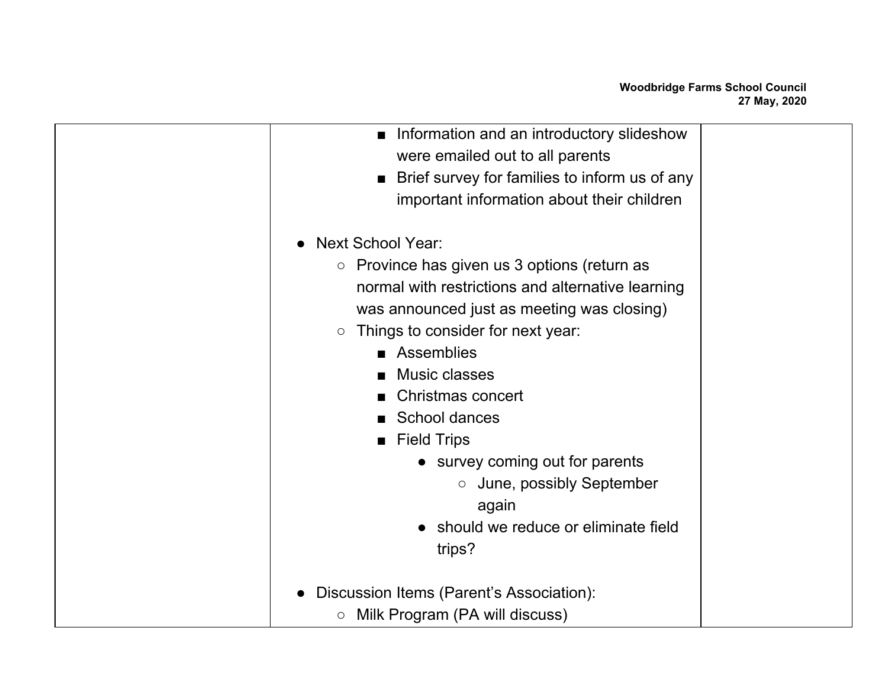| | | |
|---|---|---|
| | - Information and an introductory slideshow were emailed out to all parents<br>- Brief survey for families to inform us of any important information about their children<br><br>- Next School Year:<br>  - Province has given us 3 options (return as normal with restrictions and alternative learning was announced just as meeting was closing)<br>  - Things to consider for next year:<br>    - Assemblies<br>    - Music classes<br>    - Christmas concert<br>    - School dances<br>    - Field Trips<br>      - survey coming out for parents<br>        - June, possibly September again<br>      - should we reduce or eliminate field trips?<br><br>- Discussion Items (Parent's Association):<br>  - Milk Program (PA will discuss) | |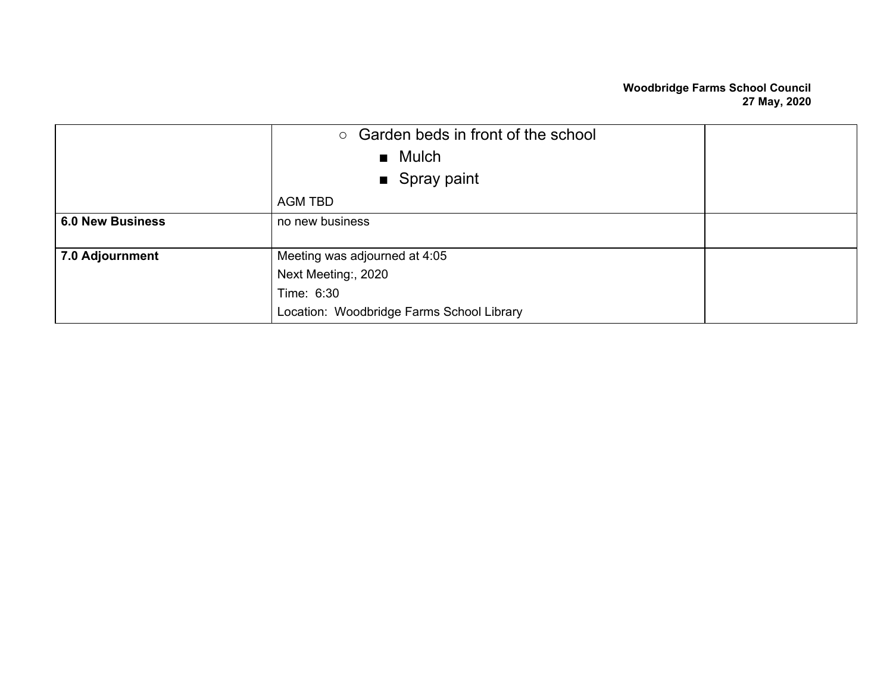| | | |
|---|---|---|
| | ○ Garden beds in front of the school<br>■ Mulch<br>■ Spray paint<br>AGM TBD | |
| **6.0 New Business** | no new business | |
| **7.0 Adjournment** | Meeting was adjourned at 4:05<br>Next Meeting:, 2020<br>Time: 6:30<br>Location: Woodbridge Farms School Library | |